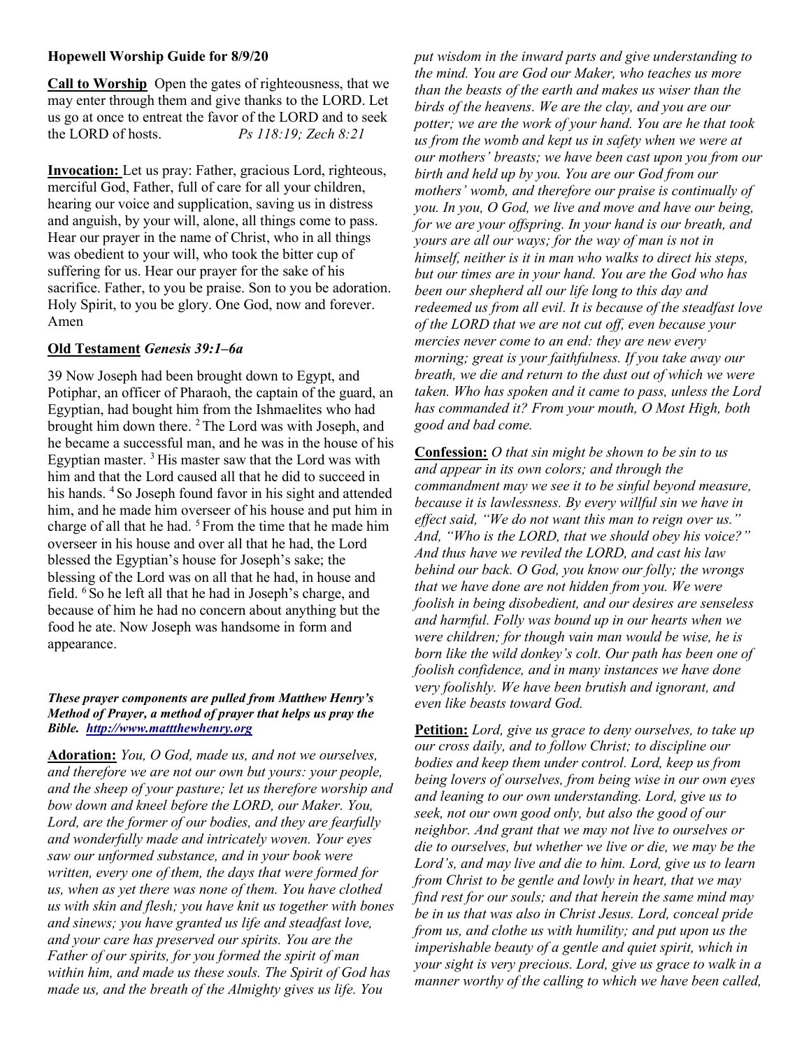**Hopewell Worship Guide for 8/9/20**

**Call to Worship** Open the gates of righteousness, that we may enter through them and give thanks to the LORD. Let us go at once to entreat the favor of the LORD and to seek the LORD of hosts. *Ps 118:19; Zech 8:21*

**Invocation:** Let us pray: Father, gracious Lord, righteous, merciful God, Father, full of care for all your children, hearing our voice and supplication, saving us in distress and anguish, by your will, alone, all things come to pass. Hear our prayer in the name of Christ, who in all things was obedient to your will, who took the bitter cup of suffering for us. Hear our prayer for the sake of his sacrifice. Father, to you be praise. Son to you be adoration. Holy Spirit, to you be glory. One God, now and forever. Amen

**Old Testament** ***Genesis 39:1–6a***

39 Now Joseph had been brought down to Egypt, and Potiphar, an officer of Pharaoh, the captain of the guard, an Egyptian, had bought him from the Ishmaelites who had brought him down there. 2 The Lord was with Joseph, and he became a successful man, and he was in the house of his Egyptian master. 3 His master saw that the Lord was with him and that the Lord caused all that he did to succeed in his hands. 4 So Joseph found favor in his sight and attended him, and he made him overseer of his house and put him in charge of all that he had. 5 From the time that he made him overseer in his house and over all that he had, the Lord blessed the Egyptian's house for Joseph's sake; the blessing of the Lord was on all that he had, in house and field. 6 So he left all that he had in Joseph's charge, and because of him he had no concern about anything but the food he ate. Now Joseph was handsome in form and appearance.

***These prayer components are pulled from Matthew Henry's Method of Prayer, a method of prayer that helps us pray the Bible. http://www.mattthewhenry.org***

**Adoration:** *You, O God, made us, and not we ourselves, and therefore we are not our own but yours: your people, and the sheep of your pasture; let us therefore worship and bow down and kneel before the LORD, our Maker. You, Lord, are the former of our bodies, and they are fearfully and wonderfully made and intricately woven. Your eyes saw our unformed substance, and in your book were written, every one of them, the days that were formed for us, when as yet there was none of them. You have clothed us with skin and flesh; you have knit us together with bones and sinews; you have granted us life and steadfast love, and your care has preserved our spirits. You are the Father of our spirits, for you formed the spirit of man within him, and made us these souls. The Spirit of God has made us, and the breath of the Almighty gives us life. You put wisdom in the inward parts and give understanding to the mind. You are God our Maker, who teaches us more than the beasts of the earth and makes us wiser than the birds of the heavens. We are the clay, and you are our potter; we are the work of your hand. You are he that took us from the womb and kept us in safety when we were at our mothers' breasts; we have been cast upon you from our birth and held up by you. You are our God from our mothers' womb, and therefore our praise is continually of you. In you, O God, we live and move and have our being, for we are your offspring. In your hand is our breath, and yours are all our ways; for the way of man is not in himself, neither is it in man who walks to direct his steps, but our times are in your hand. You are the God who has been our shepherd all our life long to this day and redeemed us from all evil. It is because of the steadfast love of the LORD that we are not cut off, even because your mercies never come to an end: they are new every morning; great is your faithfulness. If you take away our breath, we die and return to the dust out of which we were taken. Who has spoken and it came to pass, unless the Lord has commanded it? From your mouth, O Most High, both good and bad come.*

**Confession:** *O that sin might be shown to be sin to us and appear in its own colors; and through the commandment may we see it to be sinful beyond measure, because it is lawlessness. By every willful sin we have in effect said, "We do not want this man to reign over us." And, "Who is the LORD, that we should obey his voice?" And thus have we reviled the LORD, and cast his law behind our back. O God, you know our folly; the wrongs that we have done are not hidden from you. We were foolish in being disobedient, and our desires are senseless and harmful. Folly was bound up in our hearts when we were children; for though vain man would be wise, he is born like the wild donkey's colt. Our path has been one of foolish confidence, and in many instances we have done very foolishly. We have been brutish and ignorant, and even like beasts toward God.*

**Petition:** *Lord, give us grace to deny ourselves, to take up our cross daily, and to follow Christ; to discipline our bodies and keep them under control. Lord, keep us from being lovers of ourselves, from being wise in our own eyes and leaning to our own understanding. Lord, give us to seek, not our own good only, but also the good of our neighbor. And grant that we may not live to ourselves or die to ourselves, but whether we live or die, we may be the Lord's, and may live and die to him. Lord, give us to learn from Christ to be gentle and lowly in heart, that we may find rest for our souls; and that herein the same mind may be in us that was also in Christ Jesus. Lord, conceal pride from us, and clothe us with humility; and put upon us the imperishable beauty of a gentle and quiet spirit, which in your sight is very precious. Lord, give us grace to walk in a manner worthy of the calling to which we have been called,*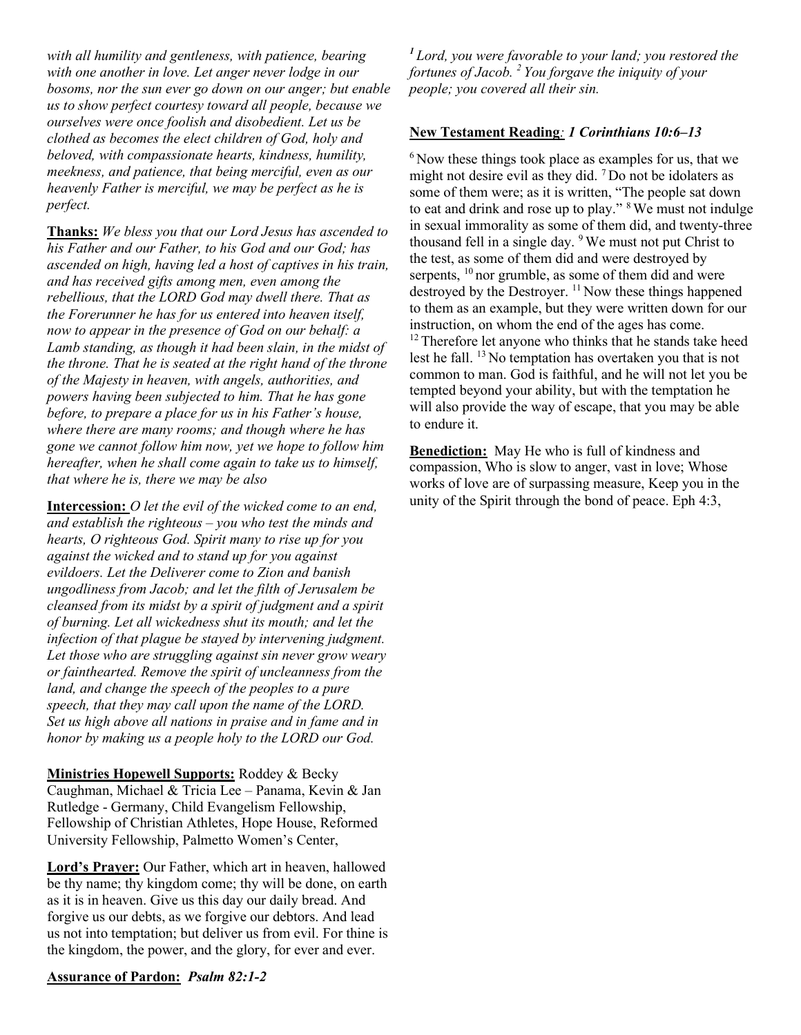*with all humility and gentleness, with patience, bearing with one another in love. Let anger never lodge in our bosoms, nor the sun ever go down on our anger; but enable us to show perfect courtesy toward all people, because we ourselves were once foolish and disobedient. Let us be clothed as becomes the elect children of God, holy and beloved, with compassionate hearts, kindness, humility, meekness, and patience, that being merciful, even as our heavenly Father is merciful, we may be perfect as he is perfect.*

**Thanks:** *We bless you that our Lord Jesus has ascended to his Father and our Father, to his God and our God; has ascended on high, having led a host of captives in his train, and has received gifts among men, even among the rebellious, that the LORD God may dwell there. That as the Forerunner he has for us entered into heaven itself, now to appear in the presence of God on our behalf: a Lamb standing, as though it had been slain, in the midst of the throne. That he is seated at the right hand of the throne of the Majesty in heaven, with angels, authorities, and powers having been subjected to him. That he has gone before, to prepare a place for us in his Father's house, where there are many rooms; and though where he has gone we cannot follow him now, yet we hope to follow him hereafter, when he shall come again to take us to himself, that where he is, there we may be also*

**Intercession:** *O let the evil of the wicked come to an end, and establish the righteous – you who test the minds and hearts, O righteous God. Spirit many to rise up for you against the wicked and to stand up for you against evildoers. Let the Deliverer come to Zion and banish ungodliness from Jacob; and let the filth of Jerusalem be cleansed from its midst by a spirit of judgment and a spirit of burning. Let all wickedness shut its mouth; and let the infection of that plague be stayed by intervening judgment. Let those who are struggling against sin never grow weary or fainthearted. Remove the spirit of uncleanness from the land, and change the speech of the peoples to a pure speech, that they may call upon the name of the LORD. Set us high above all nations in praise and in fame and in honor by making us a people holy to the LORD our God.*

**Ministries Hopewell Supports:** Roddey & Becky Caughman, Michael & Tricia Lee – Panama, Kevin & Jan Rutledge - Germany, Child Evangelism Fellowship, Fellowship of Christian Athletes, Hope House, Reformed University Fellowship, Palmetto Women's Center,

**Lord's Prayer:** Our Father, which art in heaven, hallowed be thy name; thy kingdom come; thy will be done, on earth as it is in heaven. Give us this day our daily bread. And forgive us our debts, as we forgive our debtors. And lead us not into temptation; but deliver us from evil. For thine is the kingdom, the power, and the glory, for ever and ever.

**Assurance of Pardon:** ***Psalm 82:1-2***

***1*** *Lord, you were favorable to your land; you restored the fortunes of Jacob.* ***2*** *You forgave the iniquity of your people; you covered all their sin.*

**New Testament Reading***:* ***1 Corinthians 10:6–13***

6 Now these things took place as examples for us, that we might not desire evil as they did. 7 Do not be idolaters as some of them were; as it is written, "The people sat down to eat and drink and rose up to play." 8 We must not indulge in sexual immorality as some of them did, and twenty-three thousand fell in a single day. 9 We must not put Christ to the test, as some of them did and were destroyed by serpents, 10 nor grumble, as some of them did and were destroyed by the Destroyer. 11 Now these things happened to them as an example, but they were written down for our instruction, on whom the end of the ages has come. 12 Therefore let anyone who thinks that he stands take heed lest he fall. 13 No temptation has overtaken you that is not common to man. God is faithful, and he will not let you be tempted beyond your ability, but with the temptation he will also provide the way of escape, that you may be able to endure it.

**Benediction:** May He who is full of kindness and compassion, Who is slow to anger, vast in love; Whose works of love are of surpassing measure, Keep you in the unity of the Spirit through the bond of peace. Eph 4:3,